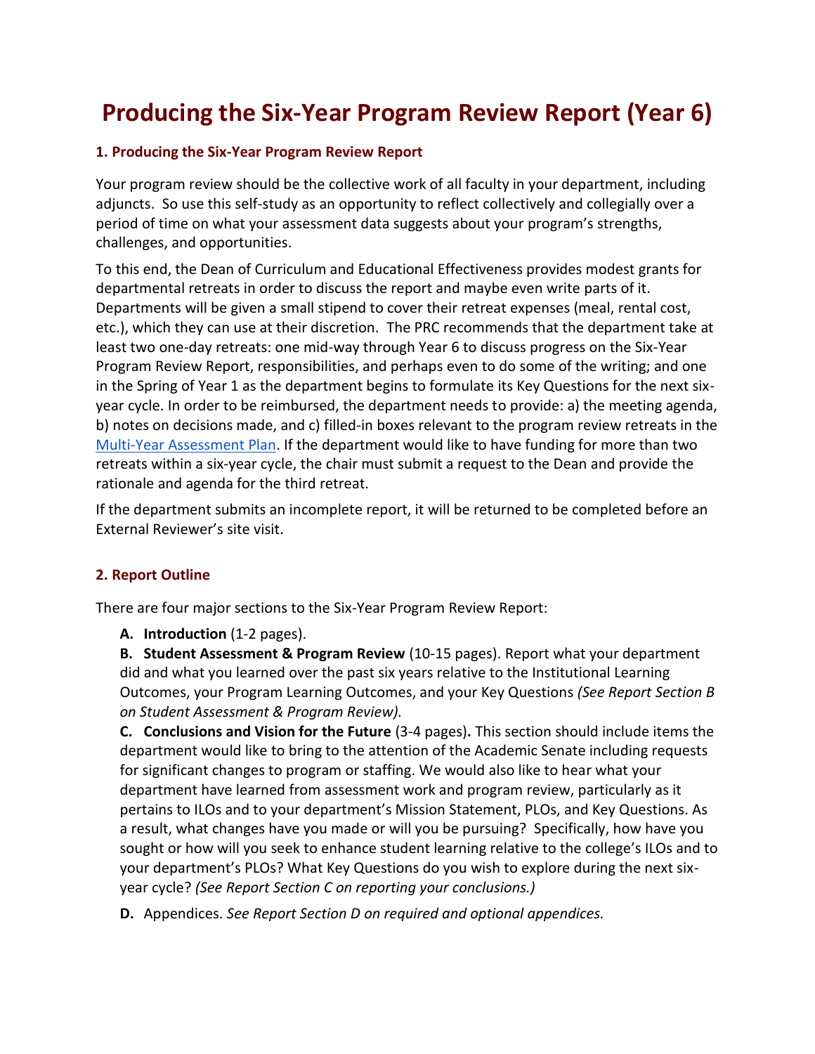# Producing the Six-Year Program Review Report (Year 6)

### 1. Producing the Six-Year Program Review Report

Your program review should be the collective work of all faculty in your department, including adjuncts. So use this self-study as an opportunity to reflect collectively and collegially over a period of time on what your assessment data suggests about your program's strengths, challenges, and opportunities.

To this end, the Dean of Curriculum and Educational Effectiveness provides modest grants for departmental retreats in order to discuss the report and maybe even write parts of it. Departments will be given a small stipend to cover their retreat expenses (meal, rental cost, etc.), which they can use at their discretion. The PRC recommends that the department take at least two one-day retreats: one mid-way through Year 6 to discuss progress on the Six-Year Program Review Report, responsibilities, and perhaps even to do some of the writing; and one in the Spring of Year 1 as the department begins to formulate its Key Questions for the next six-year cycle. In order to be reimbursed, the department needs to provide: a) the meeting agenda, b) notes on decisions made, and c) filled-in boxes relevant to the program review retreats in the Multi-Year Assessment Plan. If the department would like to have funding for more than two retreats within a six-year cycle, the chair must submit a request to the Dean and provide the rationale and agenda for the third retreat.

If the department submits an incomplete report, it will be returned to be completed before an External Reviewer's site visit.

### 2. Report Outline

There are four major sections to the Six-Year Program Review Report:

**A. Introduction** (1-2 pages).

**B. Student Assessment & Program Review** (10-15 pages). Report what your department did and what you learned over the past six years relative to the Institutional Learning Outcomes, your Program Learning Outcomes, and your Key Questions *(See Report Section B on Student Assessment & Program Review).*

**C. Conclusions and Vision for the Future** (3-4 pages)**.** This section should include items the department would like to bring to the attention of the Academic Senate including requests for significant changes to program or staffing. We would also like to hear what your department have learned from assessment work and program review, particularly as it pertains to ILOs and to your department's Mission Statement, PLOs, and Key Questions. As a result, what changes have you made or will you be pursuing? Specifically, how have you sought or how will you seek to enhance student learning relative to the college's ILOs and to your department's PLOs? What Key Questions do you wish to explore during the next six-year cycle? *(See Report Section C on reporting your conclusions.)*

**D.** Appendices. *See Report Section D on required and optional appendices.*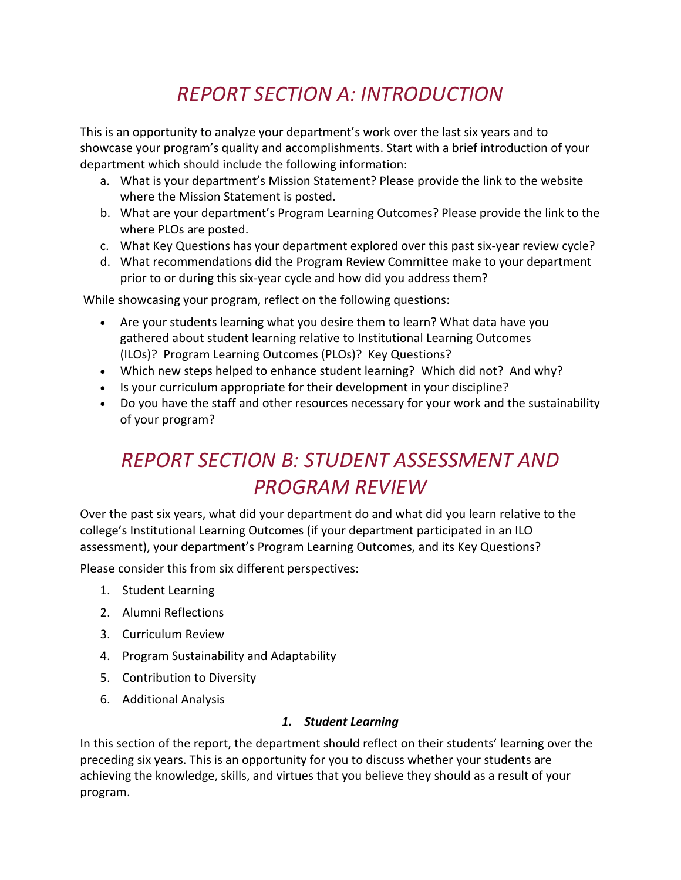# *REPORT SECTION A: INTRODUCTION*

This is an opportunity to analyze your department's work over the last six years and to showcase your program's quality and accomplishments. Start with a brief introduction of your department which should include the following information:

a. What is your department's Mission Statement? Please provide the link to the website where the Mission Statement is posted.
b. What are your department's Program Learning Outcomes? Please provide the link to the where PLOs are posted.
c. What Key Questions has your department explored over this past six-year review cycle?
d. What recommendations did the Program Review Committee make to your department prior to or during this six-year cycle and how did you address them?

While showcasing your program, reflect on the following questions:

- Are your students learning what you desire them to learn? What data have you gathered about student learning relative to Institutional Learning Outcomes (ILOs)? Program Learning Outcomes (PLOs)? Key Questions?
- Which new steps helped to enhance student learning? Which did not? And why?
- Is your curriculum appropriate for their development in your discipline?
- Do you have the staff and other resources necessary for your work and the sustainability of your program?

# *REPORT SECTION B: STUDENT ASSESSMENT AND PROGRAM REVIEW*

Over the past six years, what did your department do and what did you learn relative to the college's Institutional Learning Outcomes (if your department participated in an ILO assessment), your department's Program Learning Outcomes, and its Key Questions?

Please consider this from six different perspectives:

1. Student Learning
2. Alumni Reflections
3. Curriculum Review
4. Program Sustainability and Adaptability
5. Contribution to Diversity
6. Additional Analysis

### ***1. Student Learning***

In this section of the report, the department should reflect on their students' learning over the preceding six years. This is an opportunity for you to discuss whether your students are achieving the knowledge, skills, and virtues that you believe they should as a result of your program.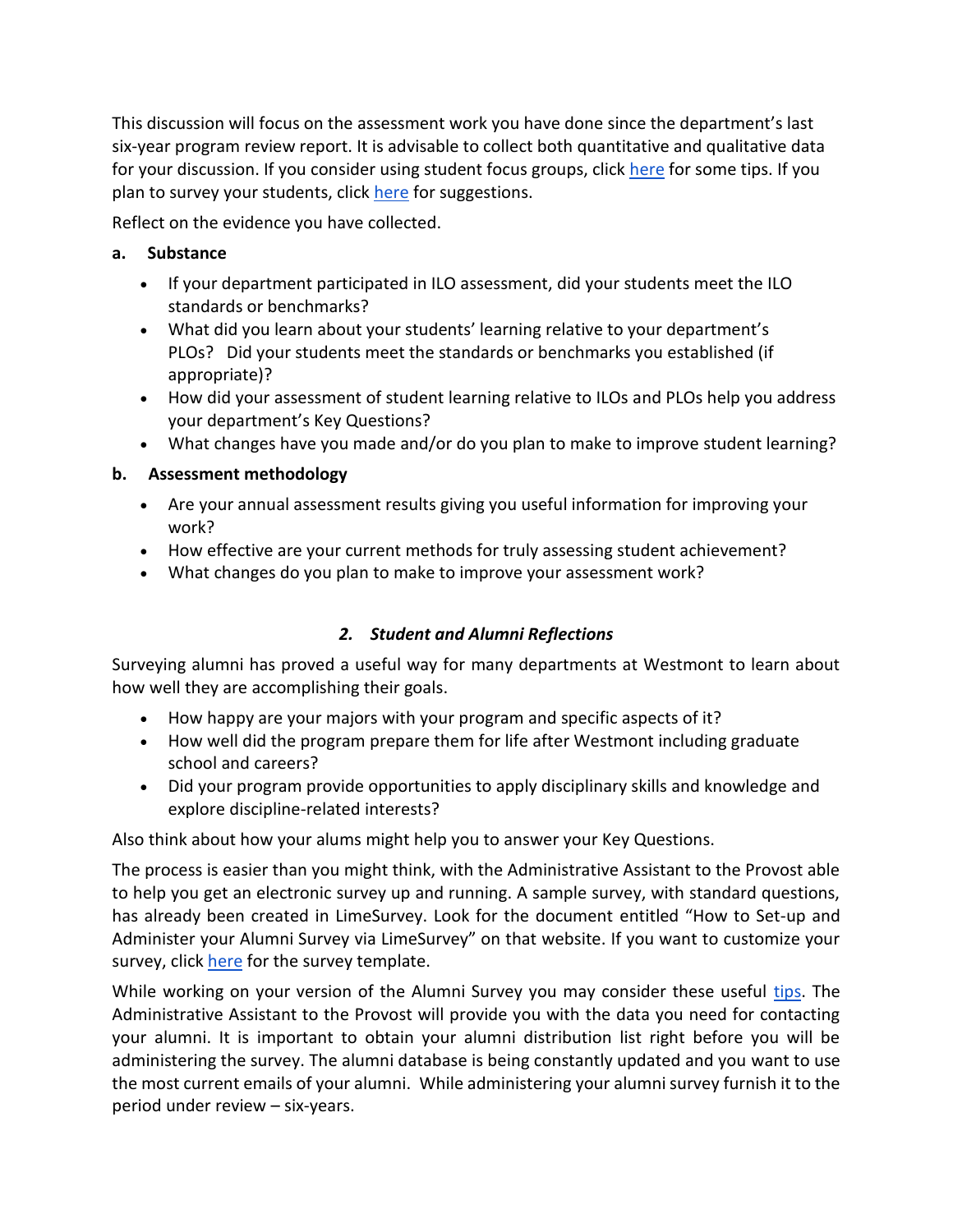This discussion will focus on the assessment work you have done since the department's last six-year program review report. It is advisable to collect both quantitative and qualitative data for your discussion. If you consider using student focus groups, click here for some tips. If you plan to survey your students, click here for suggestions.

Reflect on the evidence you have collected.

**a. Substance**

- If your department participated in ILO assessment, did your students meet the ILO standards or benchmarks?
- What did you learn about your students' learning relative to your department's PLOs? Did your students meet the standards or benchmarks you established (if appropriate)?
- How did your assessment of student learning relative to ILOs and PLOs help you address your department's Key Questions?
- What changes have you made and/or do you plan to make to improve student learning?

**b. Assessment methodology**

- Are your annual assessment results giving you useful information for improving your work?
- How effective are your current methods for truly assessing student achievement?
- What changes do you plan to make to improve your assessment work?

### *2. Student and Alumni Reflections*

Surveying alumni has proved a useful way for many departments at Westmont to learn about how well they are accomplishing their goals.

- How happy are your majors with your program and specific aspects of it?
- How well did the program prepare them for life after Westmont including graduate school and careers?
- Did your program provide opportunities to apply disciplinary skills and knowledge and explore discipline-related interests?

Also think about how your alums might help you to answer your Key Questions.

The process is easier than you might think, with the Administrative Assistant to the Provost able to help you get an electronic survey up and running. A sample survey, with standard questions, has already been created in LimeSurvey. Look for the document entitled "How to Set-up and Administer your Alumni Survey via LimeSurvey" on that website. If you want to customize your survey, click here for the survey template.

While working on your version of the Alumni Survey you may consider these useful tips. The Administrative Assistant to the Provost will provide you with the data you need for contacting your alumni. It is important to obtain your alumni distribution list right before you will be administering the survey. The alumni database is being constantly updated and you want to use the most current emails of your alumni. While administering your alumni survey furnish it to the period under review – six-years.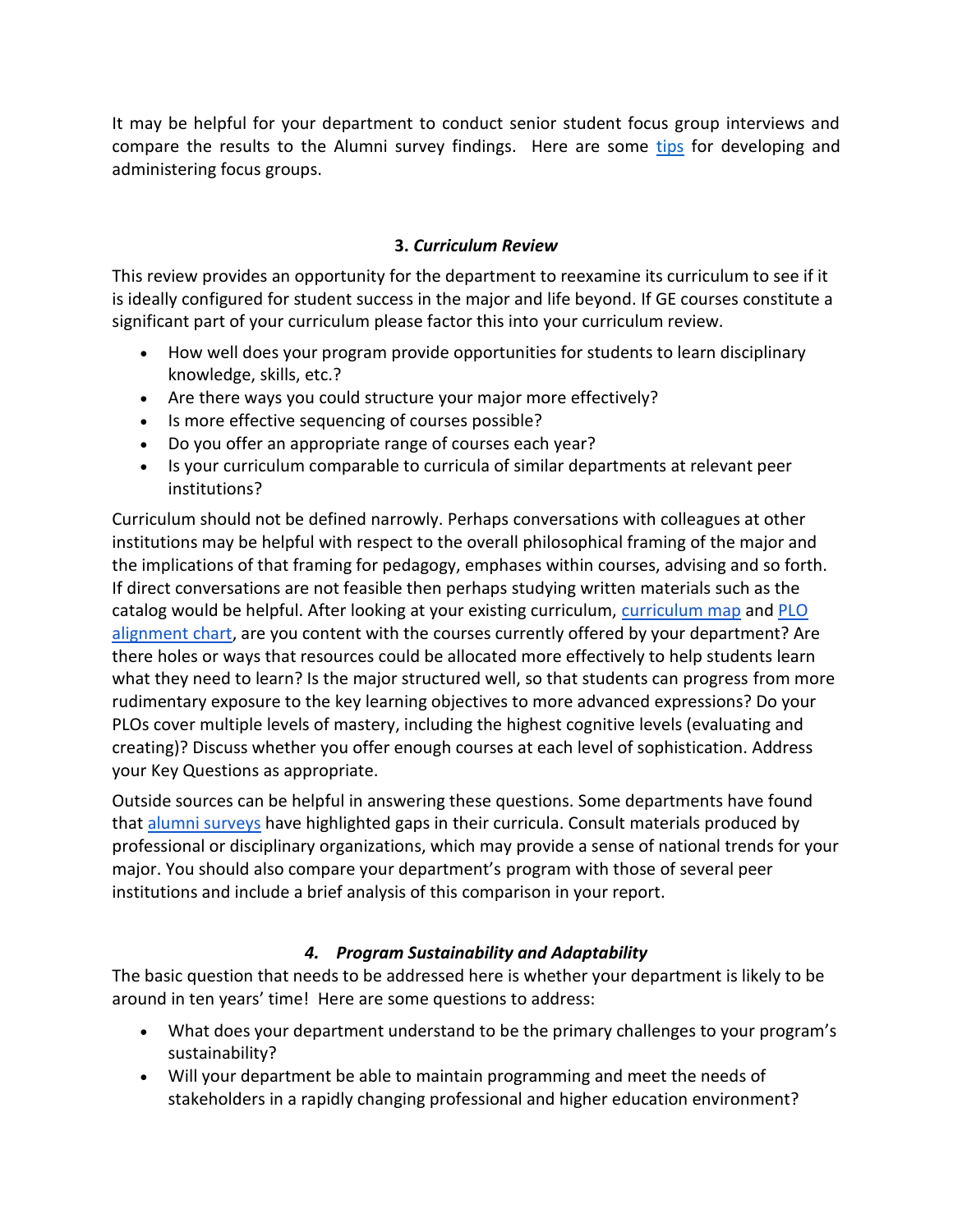It may be helpful for your department to conduct senior student focus group interviews and compare the results to the Alumni survey findings. Here are some [tips](tips) for developing and administering focus groups.

### 3. *Curriculum Review*

This review provides an opportunity for the department to reexamine its curriculum to see if it is ideally configured for student success in the major and life beyond. If GE courses constitute a significant part of your curriculum please factor this into your curriculum review.

- How well does your program provide opportunities for students to learn disciplinary knowledge, skills, etc.?
- Are there ways you could structure your major more effectively?
- Is more effective sequencing of courses possible?
- Do you offer an appropriate range of courses each year?
- Is your curriculum comparable to curricula of similar departments at relevant peer institutions?

Curriculum should not be defined narrowly. Perhaps conversations with colleagues at other institutions may be helpful with respect to the overall philosophical framing of the major and the implications of that framing for pedagogy, emphases within courses, advising and so forth. If direct conversations are not feasible then perhaps studying written materials such as the catalog would be helpful. After looking at your existing curriculum, curriculum map and PLO alignment chart, are you content with the courses currently offered by your department? Are there holes or ways that resources could be allocated more effectively to help students learn what they need to learn? Is the major structured well, so that students can progress from more rudimentary exposure to the key learning objectives to more advanced expressions? Do your PLOs cover multiple levels of mastery, including the highest cognitive levels (evaluating and creating)? Discuss whether you offer enough courses at each level of sophistication. Address your Key Questions as appropriate.

Outside sources can be helpful in answering these questions. Some departments have found that alumni surveys have highlighted gaps in their curricula. Consult materials produced by professional or disciplinary organizations, which may provide a sense of national trends for your major. You should also compare your department's program with those of several peer institutions and include a brief analysis of this comparison in your report.

### *4. Program Sustainability and Adaptability*

The basic question that needs to be addressed here is whether your department is likely to be around in ten years' time! Here are some questions to address:

- What does your department understand to be the primary challenges to your program's sustainability?
- Will your department be able to maintain programming and meet the needs of stakeholders in a rapidly changing professional and higher education environment?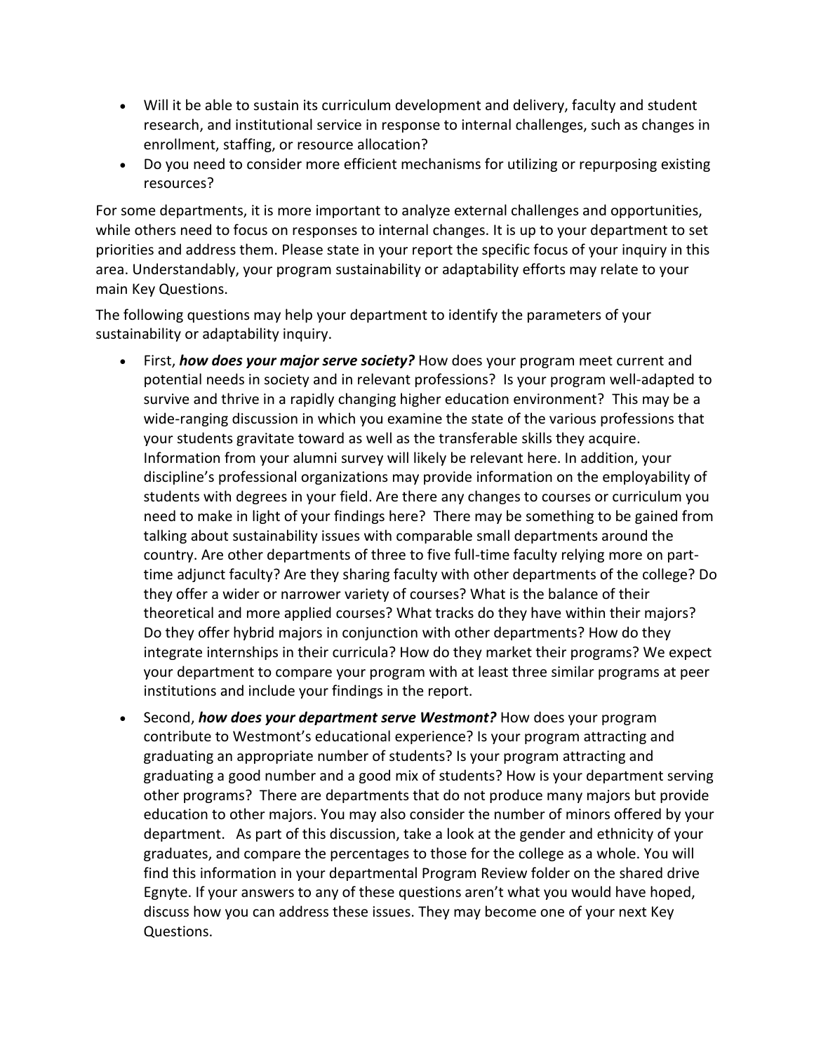- Will it be able to sustain its curriculum development and delivery, faculty and student research, and institutional service in response to internal challenges, such as changes in enrollment, staffing, or resource allocation?
- Do you need to consider more efficient mechanisms for utilizing or repurposing existing resources?

For some departments, it is more important to analyze external challenges and opportunities, while others need to focus on responses to internal changes. It is up to your department to set priorities and address them. Please state in your report the specific focus of your inquiry in this area. Understandably, your program sustainability or adaptability efforts may relate to your main Key Questions.

The following questions may help your department to identify the parameters of your sustainability or adaptability inquiry.

- First, ***how does your major serve society?*** How does your program meet current and potential needs in society and in relevant professions? Is your program well-adapted to survive and thrive in a rapidly changing higher education environment? This may be a wide-ranging discussion in which you examine the state of the various professions that your students gravitate toward as well as the transferable skills they acquire. Information from your alumni survey will likely be relevant here. In addition, your discipline's professional organizations may provide information on the employability of students with degrees in your field. Are there any changes to courses or curriculum you need to make in light of your findings here? There may be something to be gained from talking about sustainability issues with comparable small departments around the country. Are other departments of three to five full-time faculty relying more on part-time adjunct faculty? Are they sharing faculty with other departments of the college? Do they offer a wider or narrower variety of courses? What is the balance of their theoretical and more applied courses? What tracks do they have within their majors? Do they offer hybrid majors in conjunction with other departments? How do they integrate internships in their curricula? How do they market their programs? We expect your department to compare your program with at least three similar programs at peer institutions and include your findings in the report.
- Second, ***how does your department serve Westmont?*** How does your program contribute to Westmont's educational experience? Is your program attracting and graduating an appropriate number of students? Is your program attracting and graduating a good number and a good mix of students? How is your department serving other programs? There are departments that do not produce many majors but provide education to other majors. You may also consider the number of minors offered by your department. As part of this discussion, take a look at the gender and ethnicity of your graduates, and compare the percentages to those for the college as a whole. You will find this information in your departmental Program Review folder on the shared drive Egnyte. If your answers to any of these questions aren't what you would have hoped, discuss how you can address these issues. They may become one of your next Key Questions.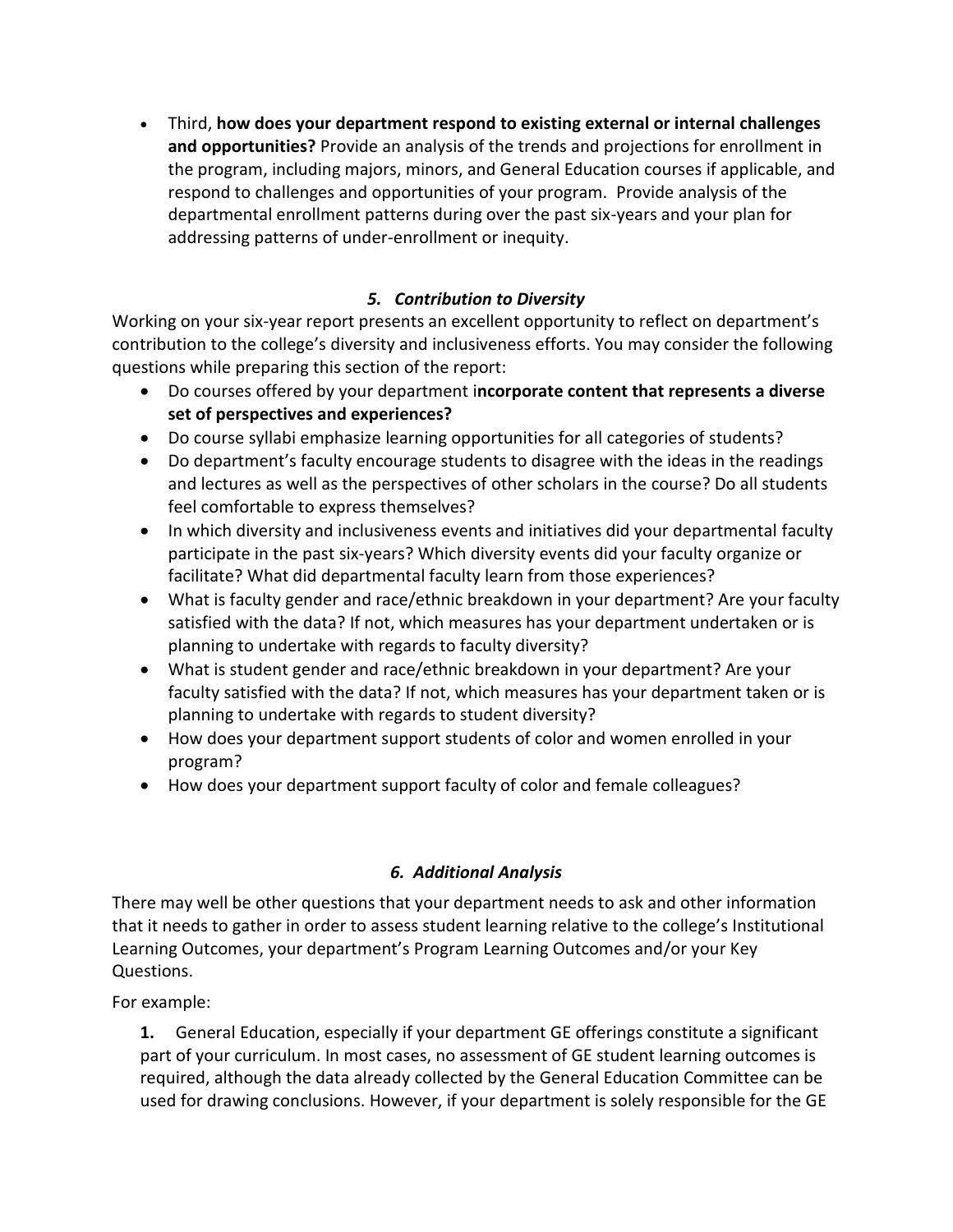- Third, **how does your department respond to existing external or internal challenges and opportunities?** Provide an analysis of the trends and projections for enrollment in the program, including majors, minors, and General Education courses if applicable, and respond to challenges and opportunities of your program. Provide analysis of the departmental enrollment patterns during over the past six-years and your plan for addressing patterns of under-enrollment or inequity.

### *5. Contribution to Diversity*

Working on your six-year report presents an excellent opportunity to reflect on department's contribution to the college's diversity and inclusiveness efforts. You may consider the following questions while preparing this section of the report:

- Do courses offered by your department i**ncorporate content that represents a diverse set of perspectives and experiences?**
- Do course syllabi emphasize learning opportunities for all categories of students?
- Do department's faculty encourage students to disagree with the ideas in the readings and lectures as well as the perspectives of other scholars in the course? Do all students feel comfortable to express themselves?
- In which diversity and inclusiveness events and initiatives did your departmental faculty participate in the past six-years? Which diversity events did your faculty organize or facilitate? What did departmental faculty learn from those experiences?
- What is faculty gender and race/ethnic breakdown in your department? Are your faculty satisfied with the data? If not, which measures has your department undertaken or is planning to undertake with regards to faculty diversity?
- What is student gender and race/ethnic breakdown in your department? Are your faculty satisfied with the data? If not, which measures has your department taken or is planning to undertake with regards to student diversity?
- How does your department support students of color and women enrolled in your program?
- How does your department support faculty of color and female colleagues?

### *6. Additional Analysis*

There may well be other questions that your department needs to ask and other information that it needs to gather in order to assess student learning relative to the college's Institutional Learning Outcomes, your department's Program Learning Outcomes and/or your Key Questions.

For example:

**1.** General Education, especially if your department GE offerings constitute a significant part of your curriculum. In most cases, no assessment of GE student learning outcomes is required, although the data already collected by the General Education Committee can be used for drawing conclusions. However, if your department is solely responsible for the GE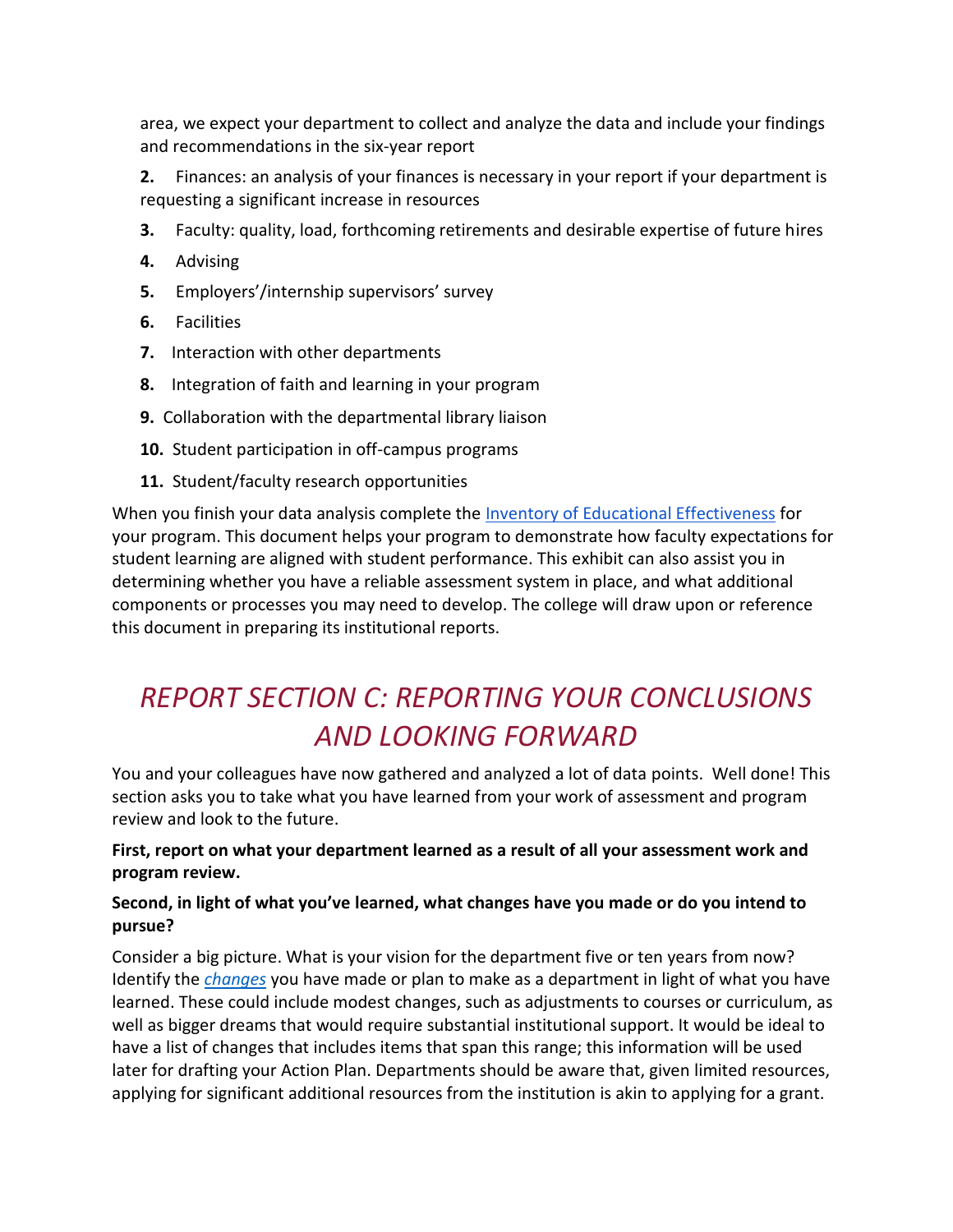area, we expect your department to collect and analyze the data and include your findings and recommendations in the six-year report

2. Finances: an analysis of your finances is necessary in your report if your department is requesting a significant increase in resources
3. Faculty: quality, load, forthcoming retirements and desirable expertise of future hires
4. Advising
5. Employers'/internship supervisors' survey
6. Facilities
7. Interaction with other departments
8. Integration of faith and learning in your program
9. Collaboration with the departmental library liaison
10. Student participation in off-campus programs
11. Student/faculty research opportunities

When you finish your data analysis complete the Inventory of Educational Effectiveness for your program. This document helps your program to demonstrate how faculty expectations for student learning are aligned with student performance. This exhibit can also assist you in determining whether you have a reliable assessment system in place, and what additional components or processes you may need to develop. The college will draw upon or reference this document in preparing its institutional reports.

# *REPORT SECTION C: REPORTING YOUR CONCLUSIONS AND LOOKING FORWARD*

You and your colleagues have now gathered and analyzed a lot of data points. Well done! This section asks you to take what you have learned from your work of assessment and program review and look to the future.

**First, report on what your department learned as a result of all your assessment work and program review.**

**Second, in light of what you've learned, what changes have you made or do you intend to pursue?**

Consider a big picture. What is your vision for the department five or ten years from now? Identify the *changes* you have made or plan to make as a department in light of what you have learned. These could include modest changes, such as adjustments to courses or curriculum, as well as bigger dreams that would require substantial institutional support. It would be ideal to have a list of changes that includes items that span this range; this information will be used later for drafting your Action Plan. Departments should be aware that, given limited resources, applying for significant additional resources from the institution is akin to applying for a grant.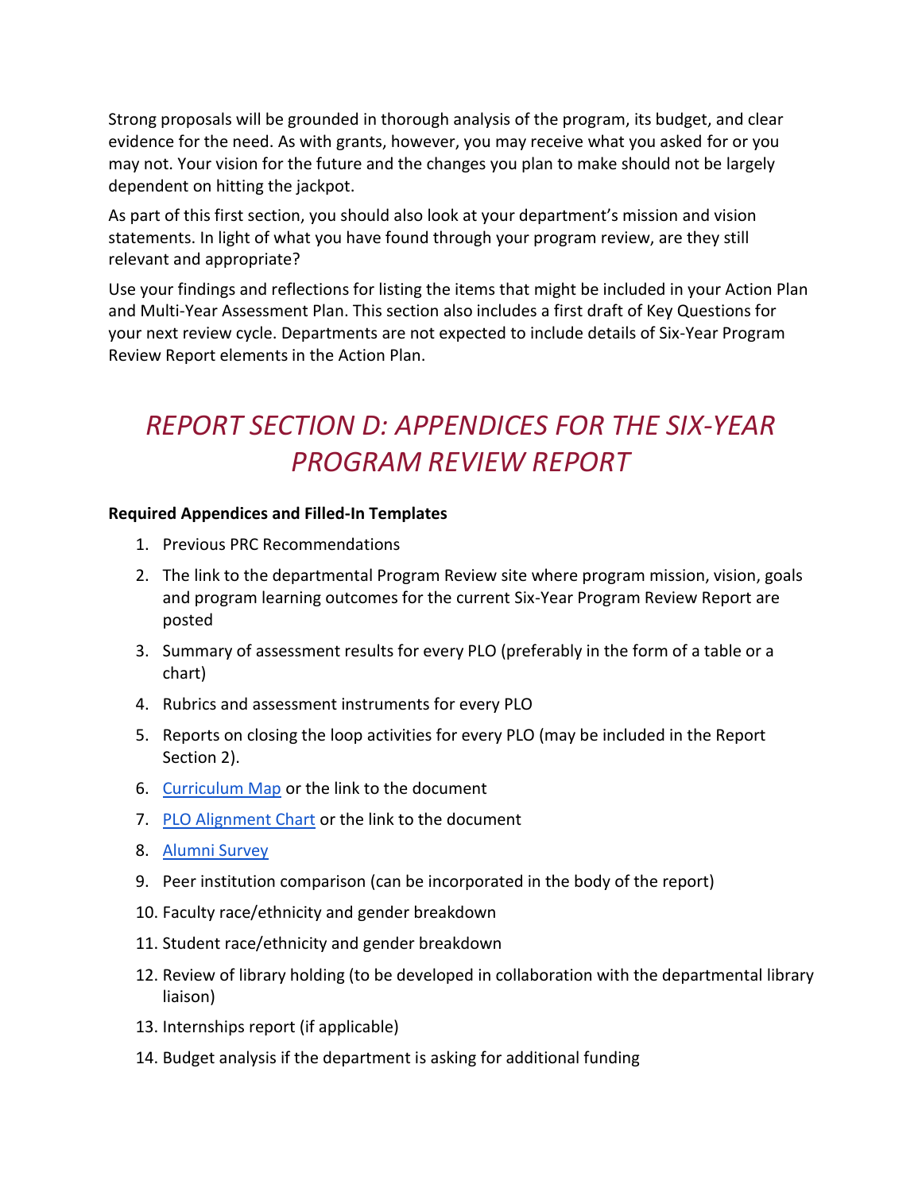Strong proposals will be grounded in thorough analysis of the program, its budget, and clear evidence for the need. As with grants, however, you may receive what you asked for or you may not. Your vision for the future and the changes you plan to make should not be largely dependent on hitting the jackpot.

As part of this first section, you should also look at your department's mission and vision statements. In light of what you have found through your program review, are they still relevant and appropriate?

Use your findings and reflections for listing the items that might be included in your Action Plan and Multi-Year Assessment Plan. This section also includes a first draft of Key Questions for your next review cycle. Departments are not expected to include details of Six-Year Program Review Report elements in the Action Plan.

# *REPORT SECTION D: APPENDICES FOR THE SIX-YEAR PROGRAM REVIEW REPORT*

**Required Appendices and Filled-In Templates**

1. Previous PRC Recommendations
2. The link to the departmental Program Review site where program mission, vision, goals and program learning outcomes for the current Six-Year Program Review Report are posted
3. Summary of assessment results for every PLO (preferably in the form of a table or a chart)
4. Rubrics and assessment instruments for every PLO
5. Reports on closing the loop activities for every PLO (may be included in the Report Section 2).
6. Curriculum Map or the link to the document
7. PLO Alignment Chart or the link to the document
8. Alumni Survey
9. Peer institution comparison (can be incorporated in the body of the report)
10. Faculty race/ethnicity and gender breakdown
11. Student race/ethnicity and gender breakdown
12. Review of library holding (to be developed in collaboration with the departmental library liaison)
13. Internships report (if applicable)
14. Budget analysis if the department is asking for additional funding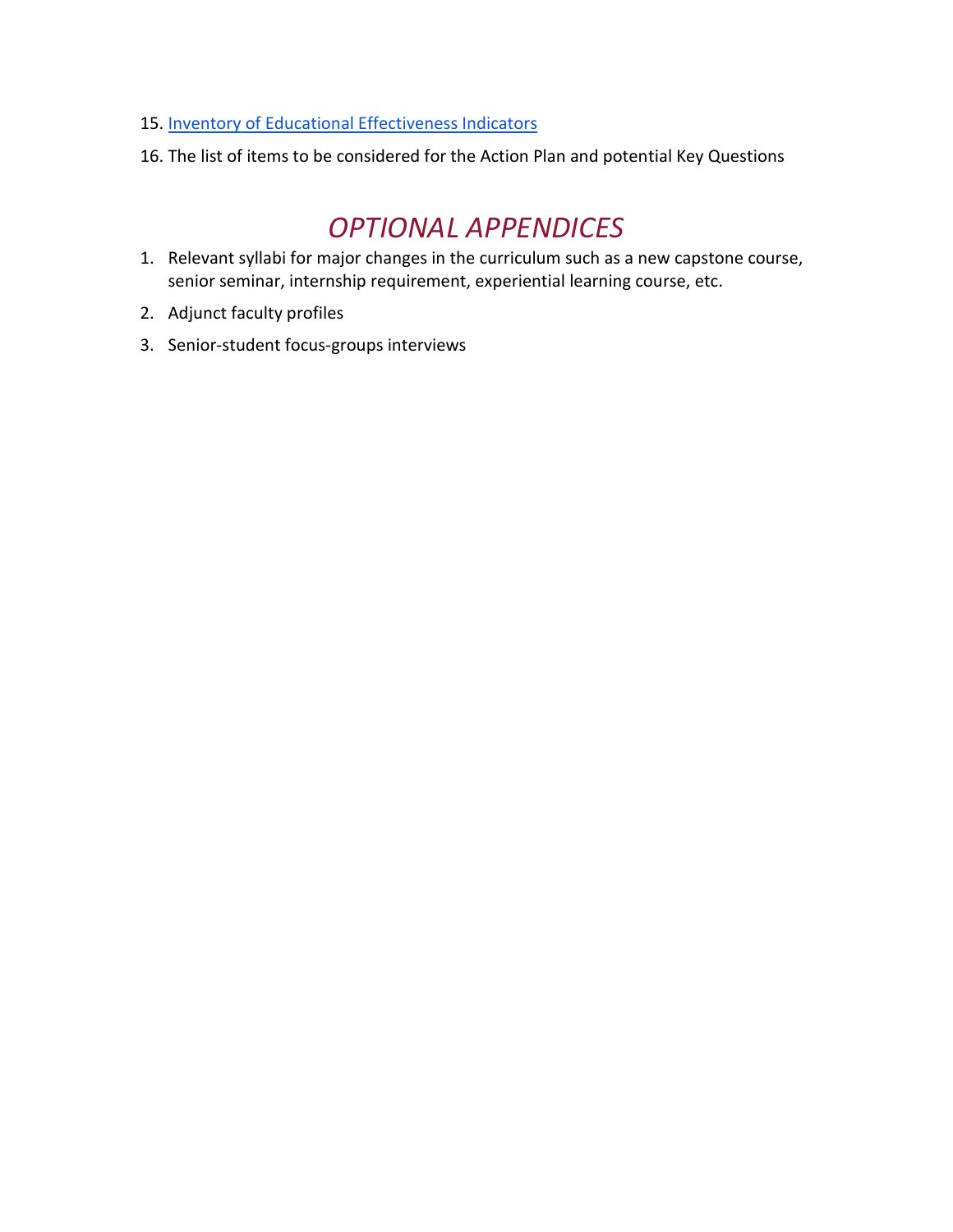15. [Inventory of Educational Effectiveness Indicators]
16. The list of items to be considered for the Action Plan and potential Key Questions

# *OPTIONAL APPENDICES*

1. Relevant syllabi for major changes in the curriculum such as a new capstone course, senior seminar, internship requirement, experiential learning course, etc.
2. Adjunct faculty profiles
3. Senior-student focus-groups interviews